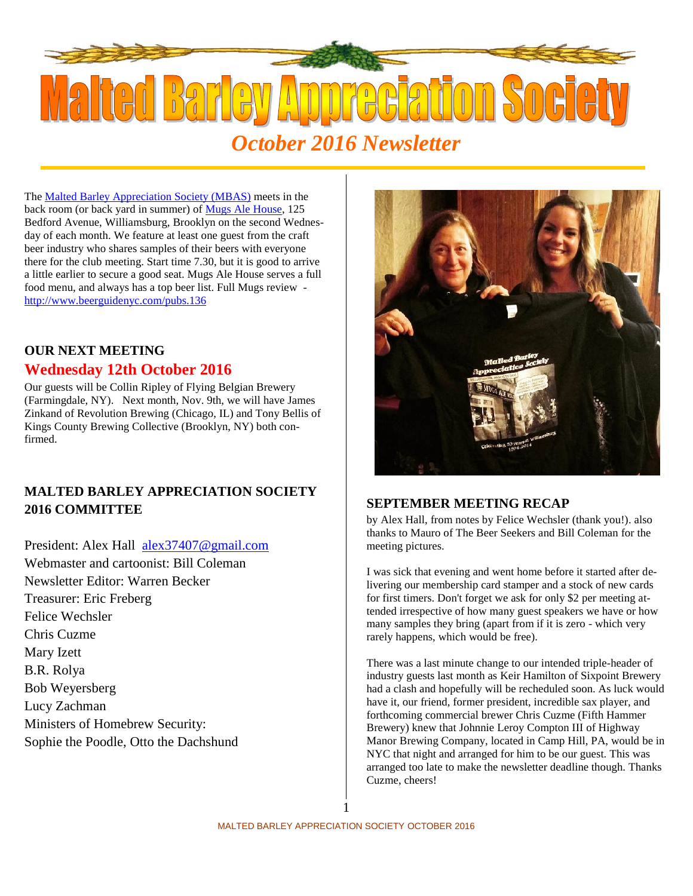# Malted Barley Appreciation Society

## *October 2016 Newsletter*

The [Malted Barley Appreciation Society (MBAS)](#) meets in the back room (or back yard in summer) of [Mugs Ale House](#), 125 Bedford Avenue, Williamsburg, Brooklyn on the second Wednesday of each month. We feature at least one guest from the craft beer industry who shares samples of their beers with everyone there for the club meeting. Start time 7.30, but it is good to arrive a little earlier to secure a good seat. Mugs Ale House serves a full food menu, and always has a top beer list. Full Mugs review - http://www.beerguidenyc.com/pubs.136

### OUR NEXT MEETING

## Wednesday 12th October 2016

Our guests will be Collin Ripley of Flying Belgian Brewery (Farmingdale, NY). Next month, Nov. 9th, we will have James Zinkand of Revolution Brewing (Chicago, IL) and Tony Bellis of Kings County Brewing Collective (Brooklyn, NY) both confirmed.

### MALTED BARLEY APPRECIATION SOCIETY 2016 COMMITTEE

President: Alex Hall alex37407@gmail.com
Webmaster and cartoonist: Bill Coleman
Newsletter Editor: Warren Becker
Treasurer: Eric Freberg
Felice Wechsler
Chris Cuzme
Mary Izett
B.R. Rolya
Bob Weyersberg
Lucy Zachman
Ministers of Homebrew Security:
Sophie the Poodle, Otto the Dachshund

### SEPTEMBER MEETING RECAP

by Alex Hall, from notes by Felice Wechsler (thank you!). also thanks to Mauro of The Beer Seekers and Bill Coleman for the meeting pictures.

I was sick that evening and went home before it started after delivering our membership card stamper and a stock of new cards for first timers. Don't forget we ask for only $2 per meeting attended irrespective of how many guest speakers we have or how many samples they bring (apart from if it is zero - which very rarely happens, which would be free).

There was a last minute change to our intended triple-header of industry guests last month as Keir Hamilton of Sixpoint Brewery had a clash and hopefully will be recheduled soon. As luck would have it, our friend, former president, incredible sax player, and forthcoming commercial brewer Chris Cuzme (Fifth Hammer Brewery) knew that Johnnie Leroy Compton III of Highway Manor Brewing Company, located in Camp Hill, PA, would be in NYC that night and arranged for him to be our guest. This was arranged too late to make the newsletter deadline though. Thanks Cuzme, cheers!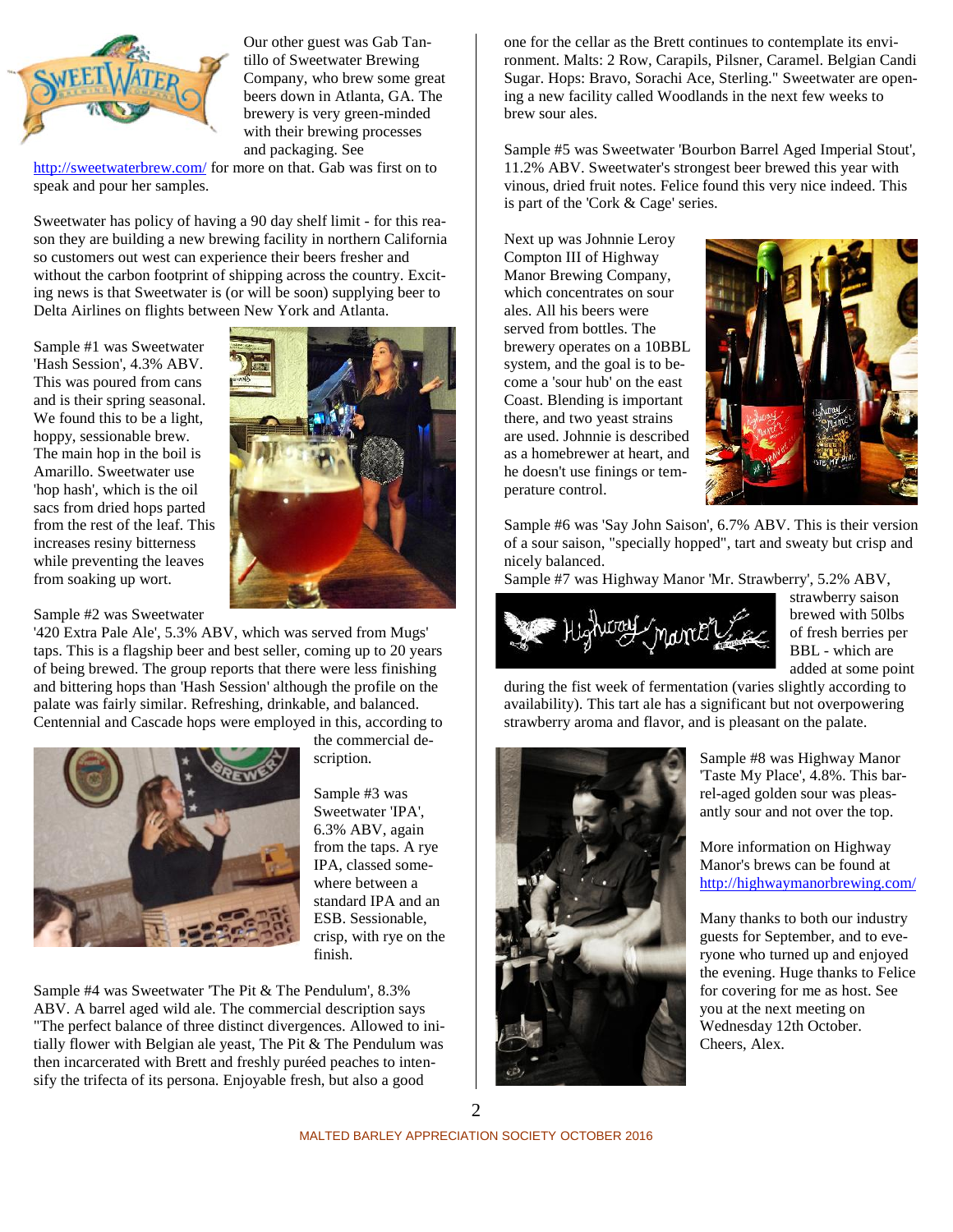Our other guest was Gab Tantillo of Sweetwater Brewing Company, who brew some great beers down in Atlanta, GA. The brewery is very green-minded with their brewing processes and packaging. See http://sweetwaterbrew.com/ for more on that. Gab was first on to speak and pour her samples.

Sweetwater has policy of having a 90 day shelf limit - for this reason they are building a new brewing facility in northern California so customers out west can experience their beers fresher and without the carbon footprint of shipping across the country. Exciting news is that Sweetwater is (or will be soon) supplying beer to Delta Airlines on flights between New York and Atlanta.

Sample #1 was Sweetwater 'Hash Session', 4.3% ABV. This was poured from cans and is their spring seasonal. We found this to be a light, hoppy, sessionable brew. The main hop in the boil is Amarillo. Sweetwater use 'hop hash', which is the oil sacs from dried hops parted from the rest of the leaf. This increases resiny bitterness while preventing the leaves from soaking up wort.

Sample #2 was Sweetwater '420 Extra Pale Ale', 5.3% ABV, which was served from Mugs' taps. This is a flagship beer and best seller, coming up to 20 years of being brewed. The group reports that there were less finishing and bittering hops than 'Hash Session' although the profile on the palate was fairly similar. Refreshing, drinkable, and balanced. Centennial and Cascade hops were employed in this, according to the commercial description.

Sample #3 was Sweetwater 'IPA', 6.3% ABV, again from the taps. A rye IPA, classed somewhere between a standard IPA and an ESB. Sessionable, crisp, with rye on the finish.

Sample #4 was Sweetwater 'The Pit & The Pendulum', 8.3% ABV. A barrel aged wild ale. The commercial description says "The perfect balance of three distinct divergences. Allowed to initially flower with Belgian ale yeast, The Pit & The Pendulum was then incarcerated with Brett and freshly puréed peaches to intensify the trifecta of its persona. Enjoyable fresh, but also a good one for the cellar as the Brett continues to contemplate its environment. Malts: 2 Row, Carapils, Pilsner, Caramel. Belgian Candi Sugar. Hops: Bravo, Sorachi Ace, Sterling." Sweetwater are opening a new facility called Woodlands in the next few weeks to brew sour ales.

Sample #5 was Sweetwater 'Bourbon Barrel Aged Imperial Stout', 11.2% ABV. Sweetwater's strongest beer brewed this year with vinous, dried fruit notes. Felice found this very nice indeed. This is part of the 'Cork & Cage' series.

Next up was Johnnie Leroy Compton III of Highway Manor Brewing Company, which concentrates on sour ales. All his beers were served from bottles. The brewery operates on a 10BBL system, and the goal is to become a 'sour hub' on the east Coast. Blending is important there, and two yeast strains are used. Johnnie is described as a homebrewer at heart, and he doesn't use finings or temperature control.

Sample #6 was 'Say John Saison', 6.7% ABV. This is their version of a sour saison, "specially hopped", tart and sweaty but crisp and nicely balanced.

Sample #7 was Highway Manor 'Mr. Strawberry', 5.2% ABV, strawberry saison brewed with 50lbs of fresh berries per BBL - which are added at some point during the fist week of fermentation (varies slightly according to availability). This tart ale has a significant but not overpowering strawberry aroma and flavor, and is pleasant on the palate.

Sample #8 was Highway Manor 'Taste My Place', 4.8%. This barrel-aged golden sour was pleasantly sour and not over the top.

More information on Highway Manor's brews can be found at http://highwaymanorbrewing.com/

Many thanks to both our industry guests for September, and to everyone who turned up and enjoyed the evening. Huge thanks to Felice for covering for me as host. See you at the next meeting on Wednesday 12th October.
Cheers, Alex.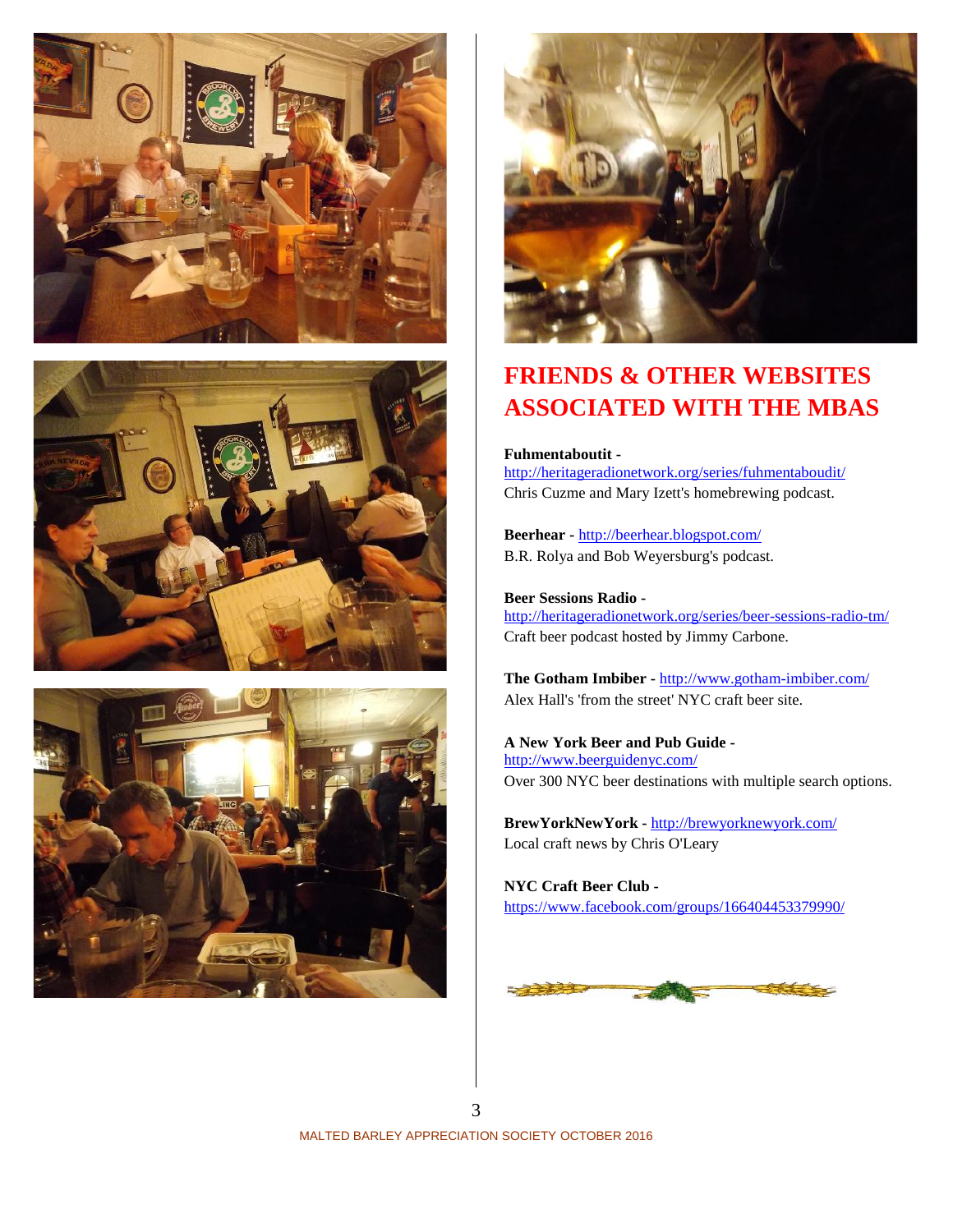## FRIENDS & OTHER WEBSITES ASSOCIATED WITH THE MBAS

**Fuhmentaboutit -**
http://heritageradionetwork.org/series/fuhmentaboudit/
Chris Cuzme and Mary Izett's homebrewing podcast.

**Beerhear -** http://beerhear.blogspot.com/
B.R. Rolya and Bob Weyersburg's podcast.

**Beer Sessions Radio -**
http://heritageradionetwork.org/series/beer-sessions-radio-tm/
Craft beer podcast hosted by Jimmy Carbone.

**The Gotham Imbiber -** http://www.gotham-imbiber.com/
Alex Hall's 'from the street' NYC craft beer site.

**A New York Beer and Pub Guide -**
http://www.beerguidenyc.com/
Over 300 NYC beer destinations with multiple search options.

**BrewYorkNewYork -** http://brewyorknewyork.com/
Local craft news by Chris O'Leary

**NYC Craft Beer Club -**
https://www.facebook.com/groups/166404453379990/